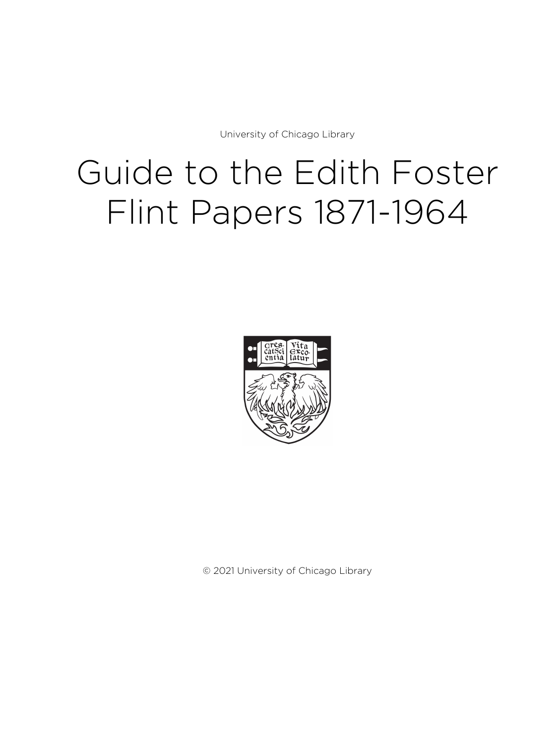University of Chicago Library

# Guide to the Edith Foster Flint Papers 1871-1964

© 2021 University of Chicago Library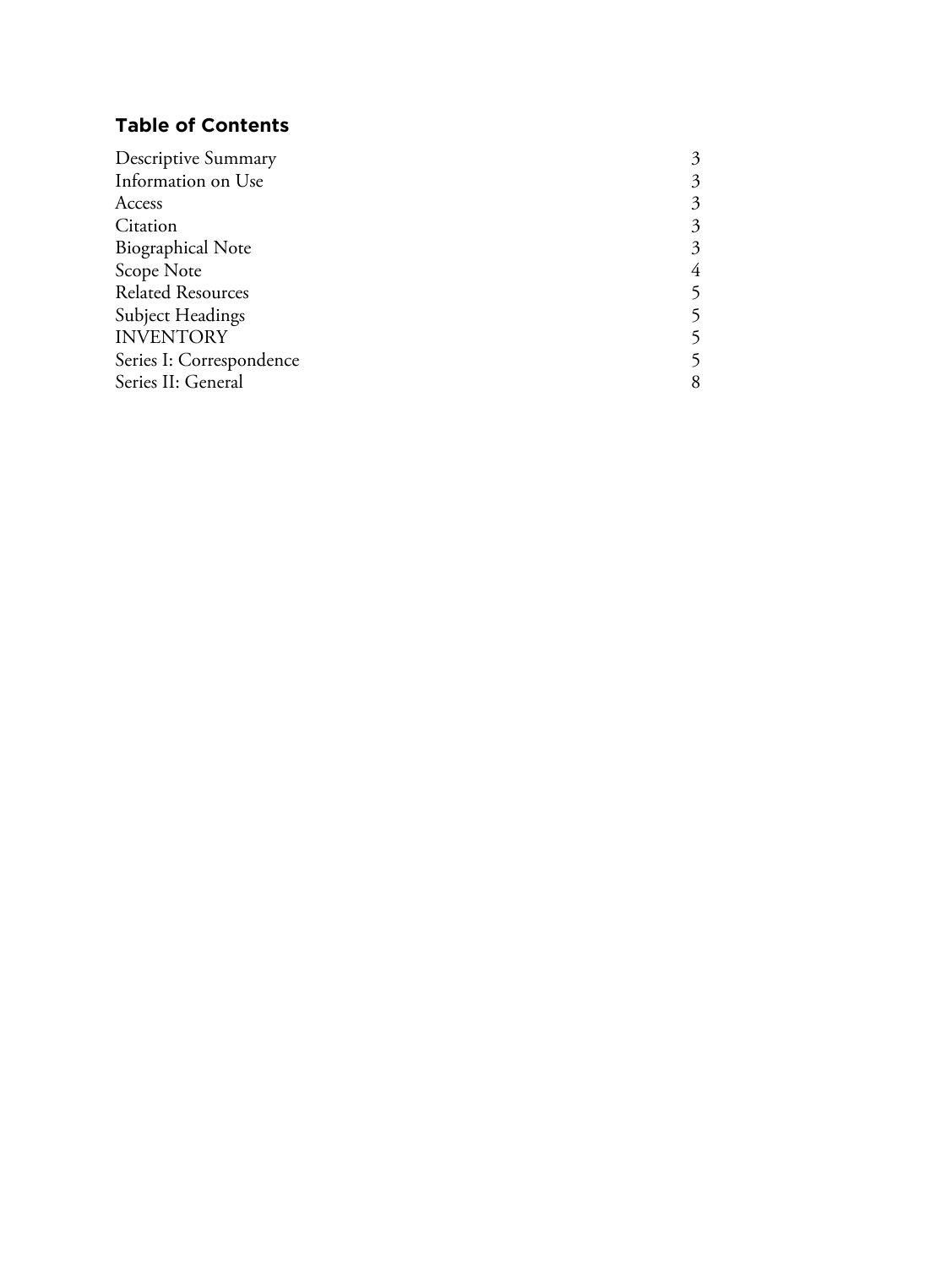## Table of Contents

| | |
|---|---|
| Descriptive Summary | 3 |
| Information on Use | 3 |
| Access | 3 |
| Citation | 3 |
| Biographical Note | 3 |
| Scope Note | 4 |
| Related Resources | 5 |
| Subject Headings | 5 |
| INVENTORY | 5 |
| Series I: Correspondence | 5 |
| Series II: General | 8 |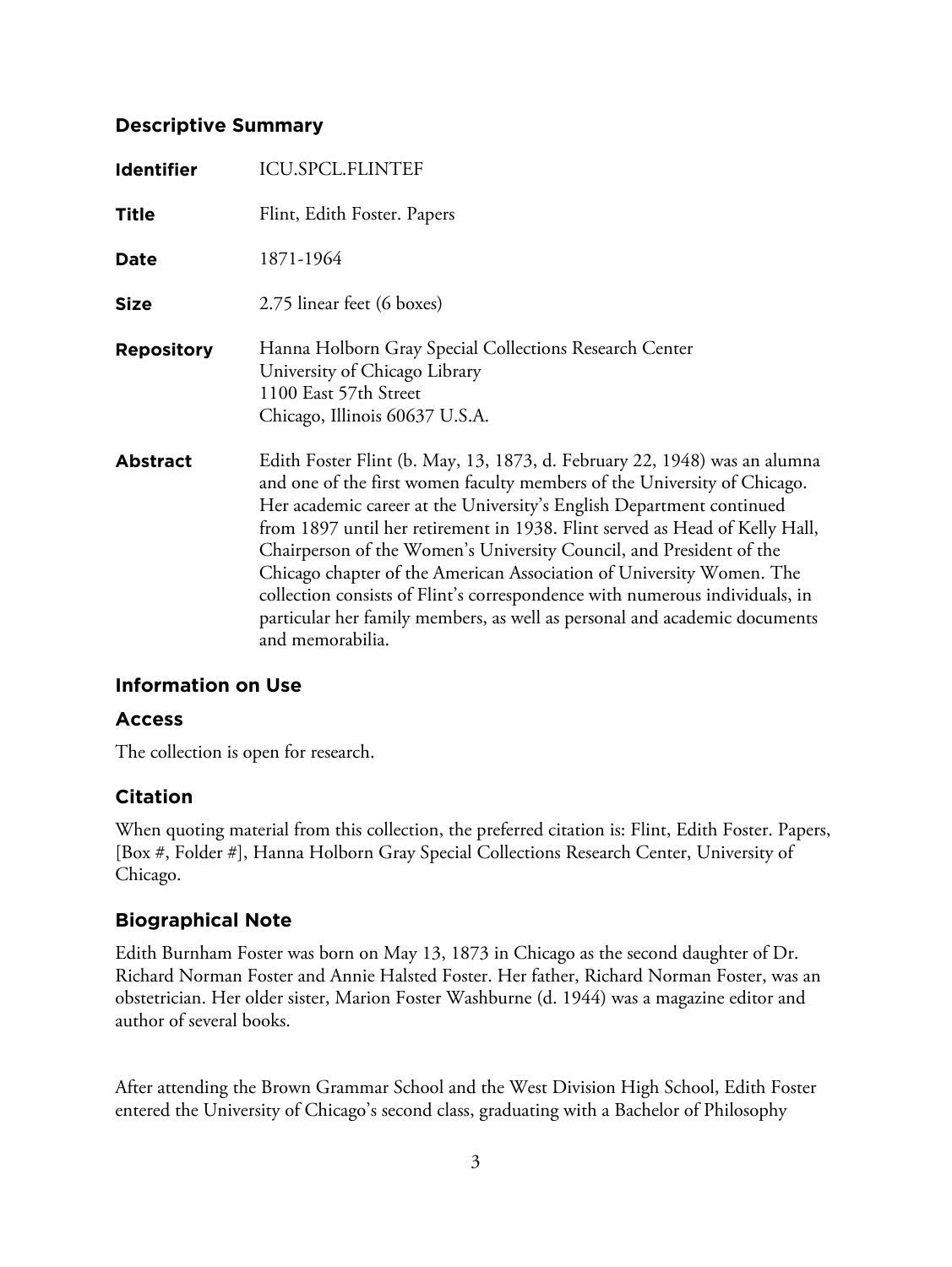## Descriptive Summary

| | |
|---|---|
| **Identifier** | ICU.SPCL.FLINTEF |
| **Title** | Flint, Edith Foster. Papers |
| **Date** | 1871-1964 |
| **Size** | 2.75 linear feet (6 boxes) |
| **Repository** | Hanna Holborn Gray Special Collections Research Center<br>University of Chicago Library<br>1100 East 57th Street<br>Chicago, Illinois 60637 U.S.A. |
| **Abstract** | Edith Foster Flint (b. May, 13, 1873, d. February 22, 1948) was an alumna and one of the first women faculty members of the University of Chicago. Her academic career at the University's English Department continued from 1897 until her retirement in 1938. Flint served as Head of Kelly Hall, Chairperson of the Women's University Council, and President of the Chicago chapter of the American Association of University Women. The collection consists of Flint's correspondence with numerous individuals, in particular her family members, as well as personal and academic documents and memorabilia. |

## Information on Use

### Access

The collection is open for research.

### Citation

When quoting material from this collection, the preferred citation is: Flint, Edith Foster. Papers, [Box #, Folder #], Hanna Holborn Gray Special Collections Research Center, University of Chicago.

## Biographical Note

Edith Burnham Foster was born on May 13, 1873 in Chicago as the second daughter of Dr. Richard Norman Foster and Annie Halsted Foster. Her father, Richard Norman Foster, was an obstetrician. Her older sister, Marion Foster Washburne (d. 1944) was a magazine editor and author of several books.

After attending the Brown Grammar School and the West Division High School, Edith Foster entered the University of Chicago's second class, graduating with a Bachelor of Philosophy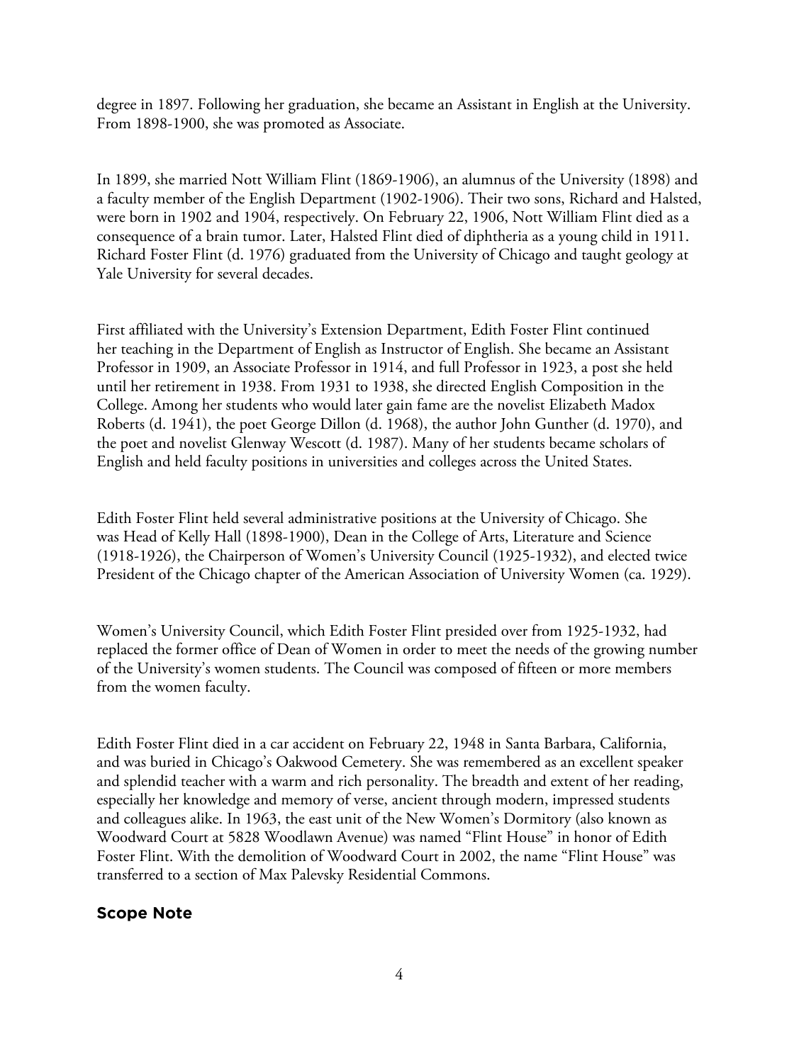degree in 1897. Following her graduation, she became an Assistant in English at the University. From 1898-1900, she was promoted as Associate.

In 1899, she married Nott William Flint (1869-1906), an alumnus of the University (1898) and a faculty member of the English Department (1902-1906). Their two sons, Richard and Halsted, were born in 1902 and 1904, respectively. On February 22, 1906, Nott William Flint died as a consequence of a brain tumor. Later, Halsted Flint died of diphtheria as a young child in 1911. Richard Foster Flint (d. 1976) graduated from the University of Chicago and taught geology at Yale University for several decades.

First affiliated with the University's Extension Department, Edith Foster Flint continued her teaching in the Department of English as Instructor of English. She became an Assistant Professor in 1909, an Associate Professor in 1914, and full Professor in 1923, a post she held until her retirement in 1938. From 1931 to 1938, she directed English Composition in the College. Among her students who would later gain fame are the novelist Elizabeth Madox Roberts (d. 1941), the poet George Dillon (d. 1968), the author John Gunther (d. 1970), and the poet and novelist Glenway Wescott (d. 1987). Many of her students became scholars of English and held faculty positions in universities and colleges across the United States.

Edith Foster Flint held several administrative positions at the University of Chicago. She was Head of Kelly Hall (1898-1900), Dean in the College of Arts, Literature and Science (1918-1926), the Chairperson of Women's University Council (1925-1932), and elected twice President of the Chicago chapter of the American Association of University Women (ca. 1929).

Women's University Council, which Edith Foster Flint presided over from 1925-1932, had replaced the former office of Dean of Women in order to meet the needs of the growing number of the University's women students. The Council was composed of fifteen or more members from the women faculty.

Edith Foster Flint died in a car accident on February 22, 1948 in Santa Barbara, California, and was buried in Chicago's Oakwood Cemetery. She was remembered as an excellent speaker and splendid teacher with a warm and rich personality. The breadth and extent of her reading, especially her knowledge and memory of verse, ancient through modern, impressed students and colleagues alike. In 1963, the east unit of the New Women's Dormitory (also known as Woodward Court at 5828 Woodlawn Avenue) was named "Flint House" in honor of Edith Foster Flint. With the demolition of Woodward Court in 2002, the name "Flint House" was transferred to a section of Max Palevsky Residential Commons.

## Scope Note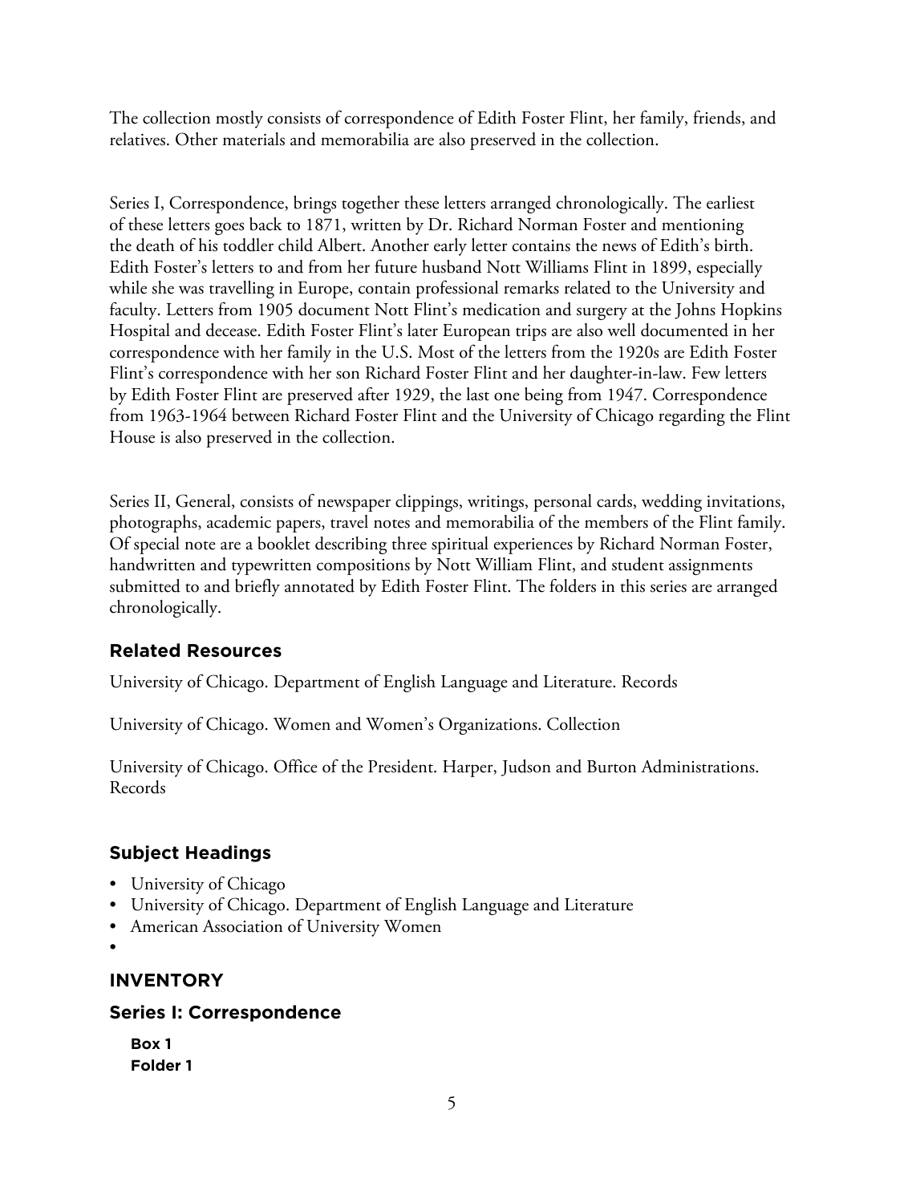The collection mostly consists of correspondence of Edith Foster Flint, her family, friends, and relatives. Other materials and memorabilia are also preserved in the collection.

Series I, Correspondence, brings together these letters arranged chronologically. The earliest of these letters goes back to 1871, written by Dr. Richard Norman Foster and mentioning the death of his toddler child Albert. Another early letter contains the news of Edith's birth. Edith Foster's letters to and from her future husband Nott Williams Flint in 1899, especially while she was travelling in Europe, contain professional remarks related to the University and faculty. Letters from 1905 document Nott Flint's medication and surgery at the Johns Hopkins Hospital and decease. Edith Foster Flint's later European trips are also well documented in her correspondence with her family in the U.S. Most of the letters from the 1920s are Edith Foster Flint's correspondence with her son Richard Foster Flint and her daughter-in-law. Few letters by Edith Foster Flint are preserved after 1929, the last one being from 1947. Correspondence from 1963-1964 between Richard Foster Flint and the University of Chicago regarding the Flint House is also preserved in the collection.

Series II, General, consists of newspaper clippings, writings, personal cards, wedding invitations, photographs, academic papers, travel notes and memorabilia of the members of the Flint family. Of special note are a booklet describing three spiritual experiences by Richard Norman Foster, handwritten and typewritten compositions by Nott William Flint, and student assignments submitted to and briefly annotated by Edith Foster Flint. The folders in this series are arranged chronologically.

## Related Resources

University of Chicago. Department of English Language and Literature. Records

University of Chicago. Women and Women's Organizations. Collection

University of Chicago. Office of the President. Harper, Judson and Burton Administrations. Records

## Subject Headings

- University of Chicago
- University of Chicago. Department of English Language and Literature
- American Association of University Women
- 

# INVENTORY

## Series I: Correspondence

**Box 1**
**Folder 1**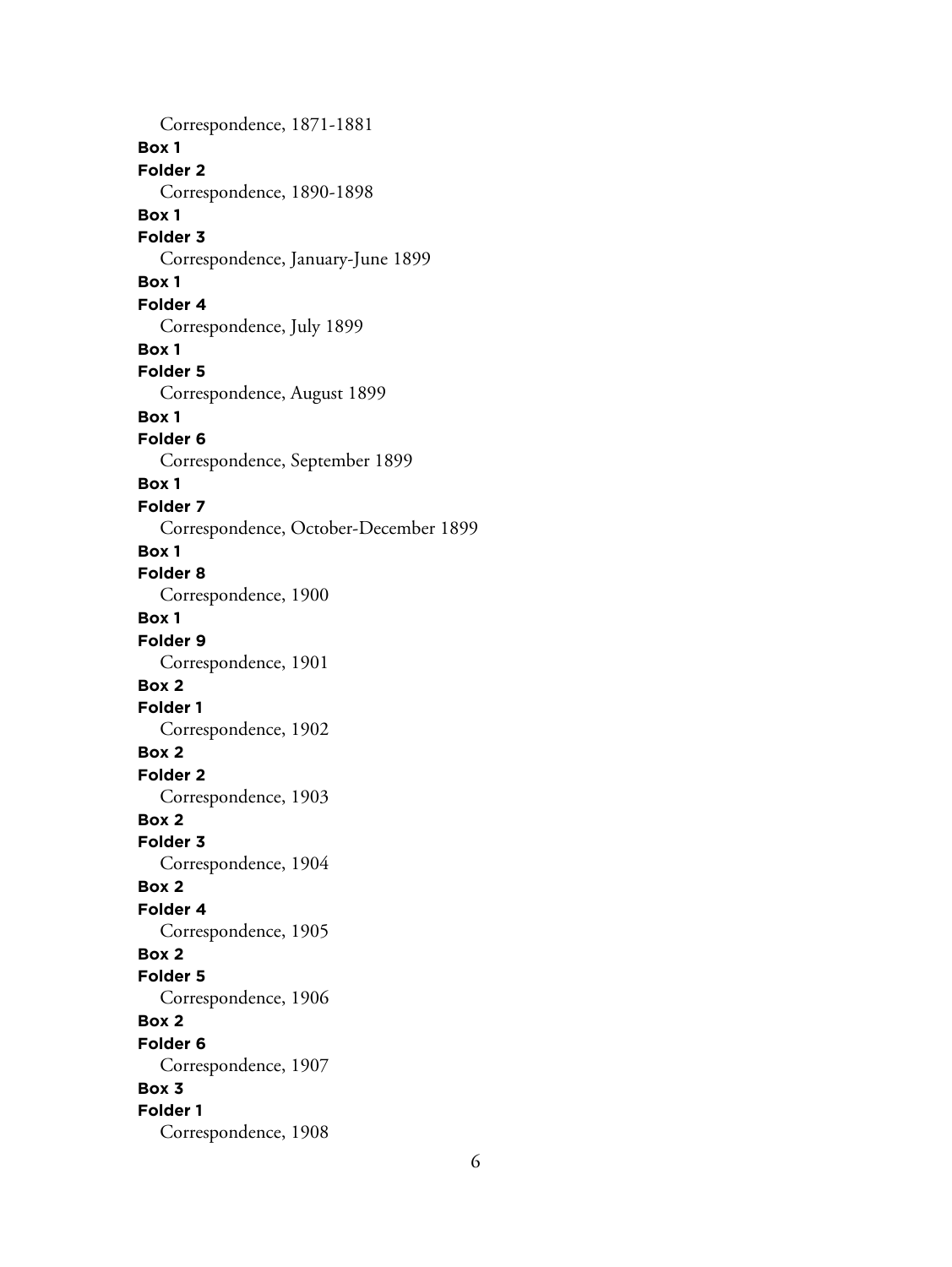Correspondence, 1871-1881

**Box 1**
**Folder 2**
Correspondence, 1890-1898

**Box 1**
**Folder 3**
Correspondence, January-June 1899

**Box 1**
**Folder 4**
Correspondence, July 1899

**Box 1**
**Folder 5**
Correspondence, August 1899

**Box 1**
**Folder 6**
Correspondence, September 1899

**Box 1**
**Folder 7**
Correspondence, October-December 1899

**Box 1**
**Folder 8**
Correspondence, 1900

**Box 1**
**Folder 9**
Correspondence, 1901

**Box 2**
**Folder 1**
Correspondence, 1902

**Box 2**
**Folder 2**
Correspondence, 1903

**Box 2**
**Folder 3**
Correspondence, 1904

**Box 2**
**Folder 4**
Correspondence, 1905

**Box 2**
**Folder 5**
Correspondence, 1906

**Box 2**
**Folder 6**
Correspondence, 1907

**Box 3**
**Folder 1**
Correspondence, 1908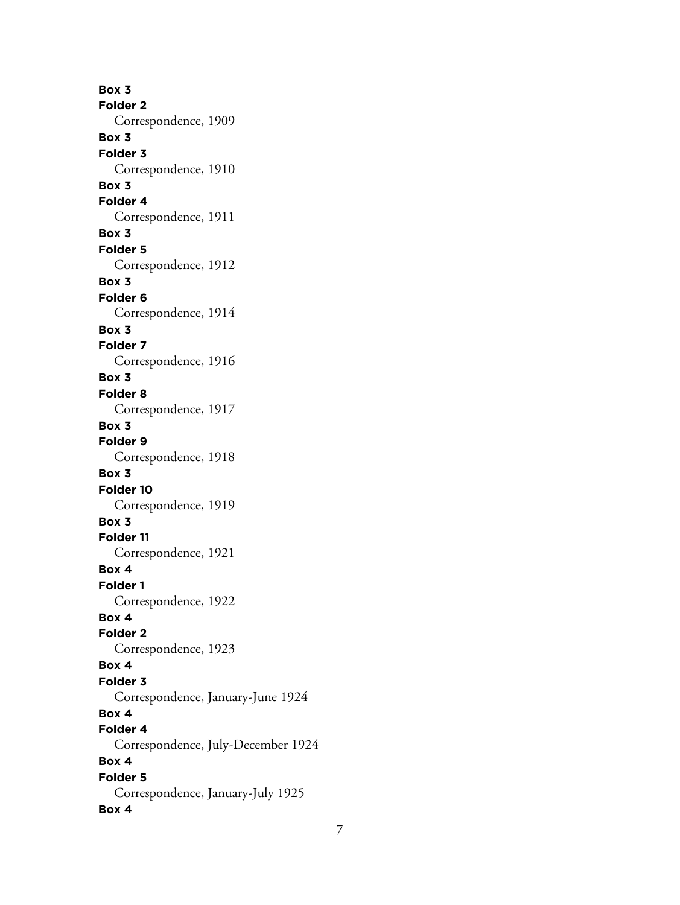**Box 3**
**Folder 2**
Correspondence, 1909
**Box 3**
**Folder 3**
Correspondence, 1910
**Box 3**
**Folder 4**
Correspondence, 1911
**Box 3**
**Folder 5**
Correspondence, 1912
**Box 3**
**Folder 6**
Correspondence, 1914
**Box 3**
**Folder 7**
Correspondence, 1916
**Box 3**
**Folder 8**
Correspondence, 1917
**Box 3**
**Folder 9**
Correspondence, 1918
**Box 3**
**Folder 10**
Correspondence, 1919
**Box 3**
**Folder 11**
Correspondence, 1921
**Box 4**
**Folder 1**
Correspondence, 1922
**Box 4**
**Folder 2**
Correspondence, 1923
**Box 4**
**Folder 3**
Correspondence, January-June 1924
**Box 4**
**Folder 4**
Correspondence, July-December 1924
**Box 4**
**Folder 5**
Correspondence, January-July 1925
**Box 4**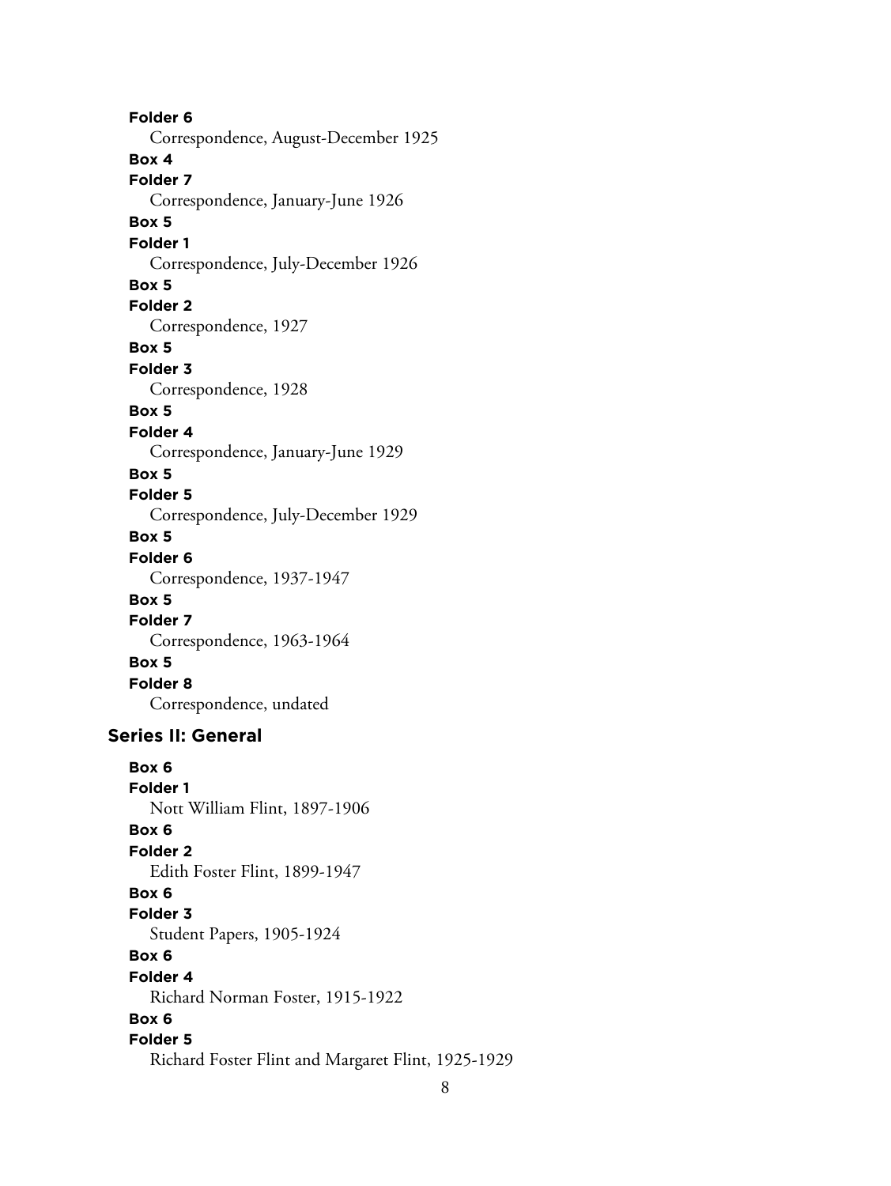**Folder 6**
Correspondence, August-December 1925

**Box 4**
**Folder 7**
Correspondence, January-June 1926

**Box 5**
**Folder 1**
Correspondence, July-December 1926

**Box 5**
**Folder 2**
Correspondence, 1927

**Box 5**
**Folder 3**
Correspondence, 1928

**Box 5**
**Folder 4**
Correspondence, January-June 1929

**Box 5**
**Folder 5**
Correspondence, July-December 1929

**Box 5**
**Folder 6**
Correspondence, 1937-1947

**Box 5**
**Folder 7**
Correspondence, 1963-1964

**Box 5**
**Folder 8**
Correspondence, undated

## Series II: General

**Box 6**
**Folder 1**
Nott William Flint, 1897-1906

**Box 6**
**Folder 2**
Edith Foster Flint, 1899-1947

**Box 6**
**Folder 3**
Student Papers, 1905-1924

**Box 6**
**Folder 4**
Richard Norman Foster, 1915-1922

**Box 6**
**Folder 5**
Richard Foster Flint and Margaret Flint, 1925-1929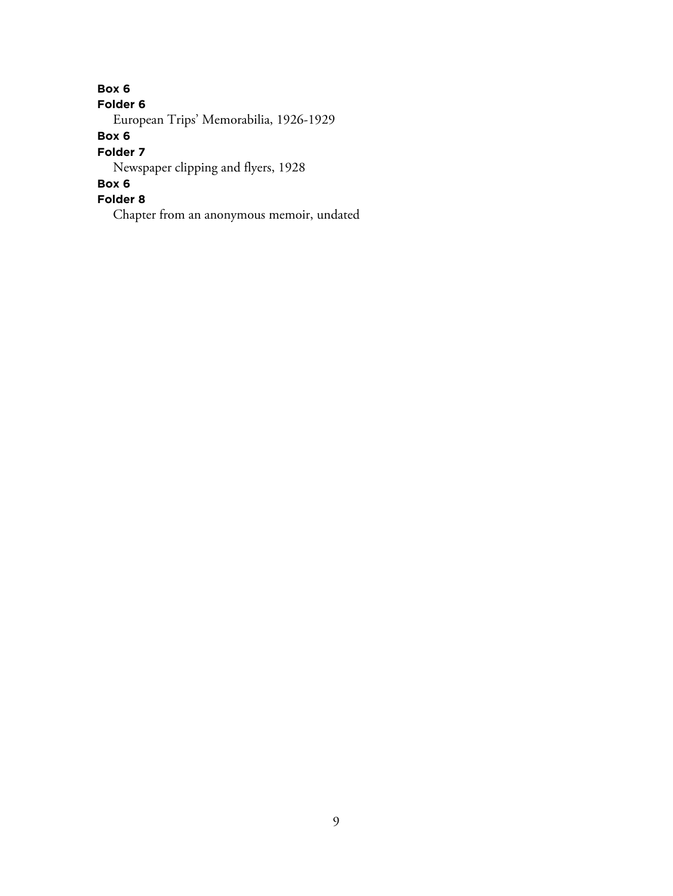**Box 6**
**Folder 6**
European Trips' Memorabilia, 1926-1929
**Box 6**
**Folder 7**
Newspaper clipping and flyers, 1928
**Box 6**
**Folder 8**
Chapter from an anonymous memoir, undated